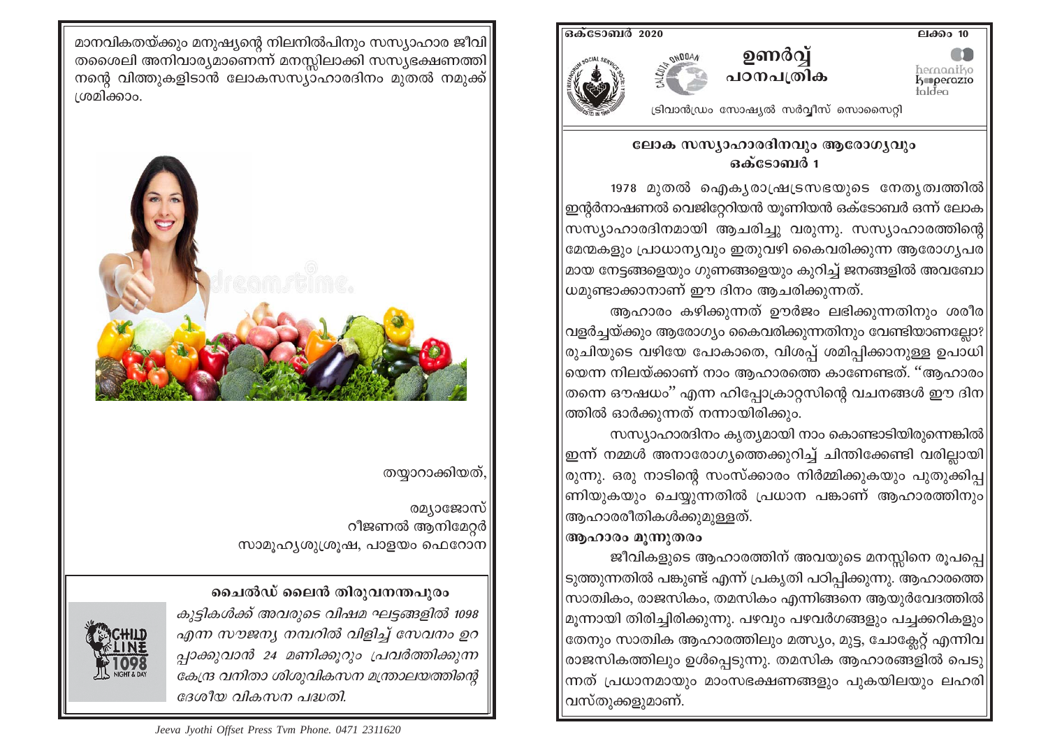ഒക്ടോബർ 2020

ലക്കം 10

# ഉണർവ്വ്
## പഠനപത്രിക

ട്രിവാൻഡ്രം സോഷ്യൽ സർവ്വീസ് സൊസൈറ്റി

## ലോക സസ്യാഹാരദിനവും ആരോഗ്യവും
### ഒക്ടോബർ 1

1978 മുതൽ ഐക്യരാഷ്ട്രസഭയുടെ നേതൃത്വത്തിൽ ഇന്റർനാഷണൽ വെജിറ്റേറിയൻ യൂണിയൻ ഒക്ടോബർ ഒന്ന് ലോക സസ്യാഹാരദിനമായി ആചരിച്ചു വരുന്നു. സസ്യാഹാരത്തിന്റെ മേന്മകളും പ്രാധാന്യവും ഇതുവഴി കൈവരിക്കുന്ന ആരോഗ്യപരമായ നേട്ടങ്ങളെയും ഗുണങ്ങളെയും കുറിച്ച് ജനങ്ങളിൽ അവബോധമുണ്ടാക്കാനാണ് ഈ ദിനം ആചരിക്കുന്നത്.

ആഹാരം കഴിക്കുന്നത് ഊർജം ലഭിക്കുന്നതിനും ശരീരവളർച്ചയ്ക്കും ആരോഗ്യം കൈവരിക്കുന്നതിനും വേണ്ടിയാണല്ലോ? രുചിയുടെ വഴിയേ പോകാതെ, വിശപ്പ് ശമിപ്പിക്കാനുള്ള ഉപാധിയെന്ന നിലയ്ക്കാണ് നാം ആഹാരത്തെ കാണേണ്ടത്. "ആഹാരം തന്നെ ഔഷധം" എന്ന ഹിപ്പോക്രാറ്റസിന്റെ വചനങ്ങൾ ഈ ദിനത്തിൽ ഓർക്കുന്നത് നന്നായിരിക്കും.

സസ്യാഹാരദിനം കൃത്യമായി നാം കൊണ്ടാടിയിരുന്നെങ്കിൽ ഇന്ന് നമ്മൾ അനാരോഗ്യത്തെക്കുറിച്ച് ചിന്തിക്കേണ്ടി വരില്ലായിരുന്നു. ഒരു നാടിന്റെ സംസ്ക്കാരം നിർമ്മിക്കുകയും പുതുക്കിപ്പണിയുകയും ചെയ്യുന്നതിൽ പ്രധാന പങ്കാണ് ആഹാരത്തിനും ആഹാരരീതികൾക്കുമുള്ളത്.

**ആഹാരം മൂന്നുതരം**

ജീവികളുടെ ആഹാരത്തിന് അവയുടെ മനസ്സിനെ രൂപപ്പെടുത്തുന്നതിൽ പങ്കുണ്ട് എന്ന് പ്രകൃതി പഠിപ്പിക്കുന്നു. ആഹാരത്തെ സാത്വികം, രാജസികം, തമസികം എന്നിങ്ങനെ ആയുർവേദത്തിൽ മൂന്നായി തിരിച്ചിരിക്കുന്നു. പഴവും പഴവർഗങ്ങളും പച്ചക്കറികളും തേനും സാത്വിക ആഹാരത്തിലും മത്സ്യം, മുട്ട, ചോക്ലേറ്റ് എന്നിവ രാജസികത്തിലും ഉൾപ്പെടുന്നു. തമസിക ആഹാരങ്ങളിൽ പെടുന്നത് പ്രധാനമായും മാംസഭക്ഷണങ്ങളും പുകയിലയും ലഹരിവസ്തുക്കളുമാണ്.

മാനവികതയ്ക്കും മനുഷ്യന്റെ നിലനിൽപിനും സസ്യാഹാര ജീവിതശൈലി അനിവാര്യമാണെന്ന് മനസ്സിലാക്കി സസ്യഭക്ഷണത്തിനന്റെ വിത്തുകളിടാൻ ലോകസസ്യാഹാരദിനം മുതൽ നമുക്ക് ശ്രമിക്കാം.

തയ്യാറാക്കിയത്,

രമ്യാജോസ്
റീജണൽ ആനിമേറ്റർ
സാമൂഹ്യശുശ്രൂഷ, പാളയം ഫെറോന

### ചൈൽഡ് ലൈൻ തിരുവനന്തപുരം

*കുട്ടികൾക്ക് അവരുടെ വിഷമ ഘട്ടങ്ങളിൽ 1098 എന്ന സൗജന്യ നമ്പറിൽ വിളിച്ച് സേവനം ഉറപ്പാക്കുവാൻ 24 മണിക്കൂറും പ്രവർത്തിക്കുന്ന കേന്ദ്ര വനിതാ ശിശുവികസന മന്ത്രാലയത്തിന്റെ ദേശീയ വികസന പദ്ധതി.*

Jeeva Jyothi Offset Press Tvm Phone. 0471 2311620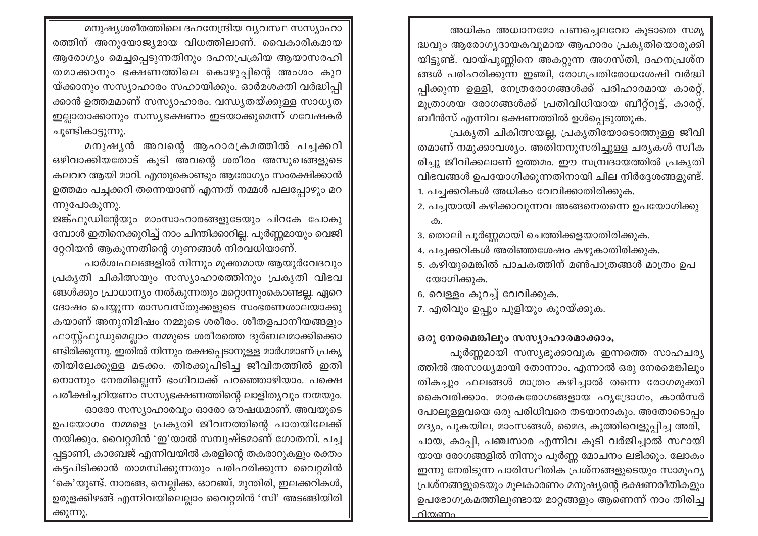മനുഷ്യശരീരത്തിലെ ദഹനേന്ദ്രിയ വ്യവസ്ഥ സസ്യാഹാരത്തിന് അനുയോജ്യമായ വിധത്തിലാണ്. വൈകാരികമായ ആരോഗ്യം മെച്ചപ്പെടുന്നതിനും ദഹനപ്രക്രിയ ആയാസരഹിതമാക്കാനും ഭക്ഷണത്തിലെ കൊഴുപ്പിന്റെ അംശം കുറയ്ക്കാനും സസ്യാഹാരം സഹായിക്കും. ഓർമശക്തി വർദ്ധിപ്പിക്കാൻ ഉത്തമമാണ് സസ്യാഹാരം. വന്ധ്യതയ്ക്കുള്ള സാധ്യത ഇല്ലാതാക്കാനും സസ്യഭക്ഷണം ഇടയാക്കുമെന്ന് ഗവേഷകർ ചൂണ്ടികാട്ടുന്നു.

മനുഷ്യൻ അവന്റെ ആഹാരക്രമത്തിൽ പച്ചക്കറി ഒഴിവാക്കിയതോട് കൂടി അവന്റെ ശരീരം അസുഖങ്ങളുടെ കലവറ ആയി മാറി. എന്തുകൊണ്ടും ആരോഗ്യം സംരക്ഷിക്കാൻ ഉത്തമം പച്ചക്കറി തന്നെയാണ് എന്നത് നമ്മൾ പലപ്പോഴും മറന്നുപോകുന്നു.

ജങ്ക്ഫുഡിന്റേയും മാംസാഹാരങ്ങളുടേയും പിറകേ പോകുമ്പോൾ ഇതിനെക്കുറിച്ച് നാം ചിന്തിക്കാറില്ല. പൂർണ്ണമായും വെജിറ്റേറിയൻ ആകുന്നതിന്റെ ഗുണങ്ങൾ നിരവധിയാണ്.

പാർശ്വഫലങ്ങളിൽ നിന്നും മുക്തമായ ആയുർവേദവും പ്രകൃതി ചികിത്സയും സസ്യാഹാരത്തിനും പ്രകൃതി വിഭവങ്ങൾക്കും പ്രാധാന്യം നൽകുന്നതും മറ്റൊന്നുംകൊണ്ടല്ല. ഏറെ ദോഷം ചെയ്യുന്ന രാസവസ്തുക്കളുടെ സംഭരണശാലയാക്കുകയാണ് അനുനിമിഷം നമ്മുടെ ശരീരം. ശീതളപാനീയങ്ങളും ഫാസ്റ്റ്ഫുഡുമെല്ലാം നമ്മുടെ ശരീരത്തെ ദുർബലമാക്കിക്കൊണ്ടിരിക്കുന്നു. ഇതിൽ നിന്നും രക്ഷപ്പെടാനുള്ള മാർഗമാണ് പ്രകൃതിയിലേക്കുള്ള മടക്കം. തിരക്കുപിടിച്ച ജീവിതത്തിൽ ഇതിനൊന്നും നേരമില്ലെന്ന് ഭംഗിവാക്ക് പറഞ്ഞൊഴിയാം. പക്ഷെ പരീക്ഷിച്ചറിയണം സസ്യഭക്ഷണത്തിന്റെ ലാളിത്യവും നന്മയും.

ഓരോ സസ്യാഹാരവും ഓരോ ഔഷധമാണ്. അവയുടെ ഉപയോഗം നമ്മളെ പ്രകൃതി ജീവനത്തിന്റെ പാതയിലേക്ക് നയിക്കും. വൈറ്റമിൻ 'ഇ'യാൽ സമ്പുഷ്ടമാണ് ഗോതമ്പ്. പച്ചപ്പട്ടാണി, കാബേജ് എന്നിവയിൽ കരളിന്റെ തകരാറുകളും രക്തം കട്ടപിടിക്കാൻ താമസിക്കുന്നതും പരിഹരിക്കുന്ന വൈറ്റമിൻ 'കെ'യുണ്ട്. നാരങ്ങ, നെല്ലിക്ക, ഓറഞ്ച്, മുന്തിരി, ഇലക്കറികൾ, ഉരുളക്കിഴങ്ങ് എന്നിവയിലെല്ലാം വൈറ്റമിൻ 'സി' അടങ്ങിയിരിക്കുന്നു.

അധികം അധ്വാനമോ പണച്ചെലവോ കൂടാതെ സമൃദ്ധവും ആരോഗ്യദായകവുമായ ആഹാരം പ്രകൃതിയൊരുക്കിയിട്ടുണ്ട്. വായ്പുണ്ണിനെ അകറ്റുന്ന അഗസ്തി, ദഹനപ്രശ്നങ്ങൾ പരിഹരിക്കുന്ന ഇഞ്ചി, രോഗപ്രതിരോധശേഷി വർദ്ധിപ്പിക്കുന്ന ഉള്ളി, നേത്രരോഗങ്ങൾക്ക് പരിഹാരമായ കാരറ്റ്, മൂത്രാശയ രോഗങ്ങൾക്ക് പ്രതിവിധിയായ ബീറ്റ്റൂട്ട്, കാരറ്റ്, ബീൻസ് എന്നിവ ഭക്ഷണത്തിൽ ഉൾപ്പെടുത്തുക.

പ്രകൃതി ചികിത്സയല്ല, പ്രകൃതിയോടൊത്തുള്ള ജീവിതമാണ് നമുക്കാവശ്യം. അതിനനുസരിച്ചുള്ള ചര്യകൾ സ്വീകരിച്ചു ജീവിക്കലാണ് ഉത്തമം. ഈ സമ്പ്രദായത്തിൽ പ്രകൃതി വിഭവങ്ങൾ ഉപയോഗിക്കുന്നതിനായി ചില നിർദ്ദേശങ്ങളുണ്ട്.

1. പച്ചക്കറികൾ അധികം വേവിക്കാതിരിക്കുക.
2. പച്ചയായി കഴിക്കാവുന്നവ അങ്ങനെതന്നെ ഉപയോഗിക്കുക.
3. തൊലി പൂർണ്ണമായി ചെത്തിക്കളയാതിരിക്കുക.
4. പച്ചക്കറികൾ അരിഞ്ഞശേഷം കഴുകാതിരിക്കുക.
5. കഴിയുമെങ്കിൽ പാചകത്തിന് മൺപാത്രങ്ങൾ മാത്രം ഉപയോഗിക്കുക.
6. വെള്ളം കുറച്ച് വേവിക്കുക.
7. എരിവും ഉപ്പും പുളിയും കുറയ്ക്കുക.

**ഒരു നേരമെങ്കിലും സസ്യാഹാരമാക്കാം.**

പൂർണ്ണമായി സസ്യഭുക്കാവുക ഇന്നത്തെ സാഹചര്യത്തിൽ അസാധ്യമായി തോന്നാം. എന്നാൽ ഒരു നേരമെങ്കിലും തികച്ചും ഫലങ്ങൾ മാത്രം കഴിച്ചാൽ തന്നെ രോഗമുക്തി കൈവരിക്കാം. മാരകരോഗങ്ങളായ ഹൃദ്രോഗം, കാൻസർ പോലുള്ളവയെ ഒരു പരിധിവരെ തടയാനാകും. അതോടൊപ്പം മദ്യം, പുകയില, മാംസങ്ങൾ, മൈദ, കുത്തിവെളുപ്പിച്ച അരി, ചായ, കാപ്പി, പഞ്ചസാര എന്നിവ കൂടി വർജിച്ചാൽ സ്ഥായിയായ രോഗങ്ങളിൽ നിന്നും പൂർണ്ണ മോചനം ലഭിക്കും. ലോകം ഇന്നു നേരിടുന്ന പാരിസ്ഥിതിക പ്രശ്നങ്ങളുടെയും സാമൂഹ്യ പ്രശ്നങ്ങളുടെയും മൂലകാരണം മനുഷ്യന്റെ ഭക്ഷണരീതികളും ഉപഭോഗക്രമത്തിലുണ്ടായ മാറ്റങ്ങളും ആണെന്ന് നാം തിരിച്ചറിയണം.